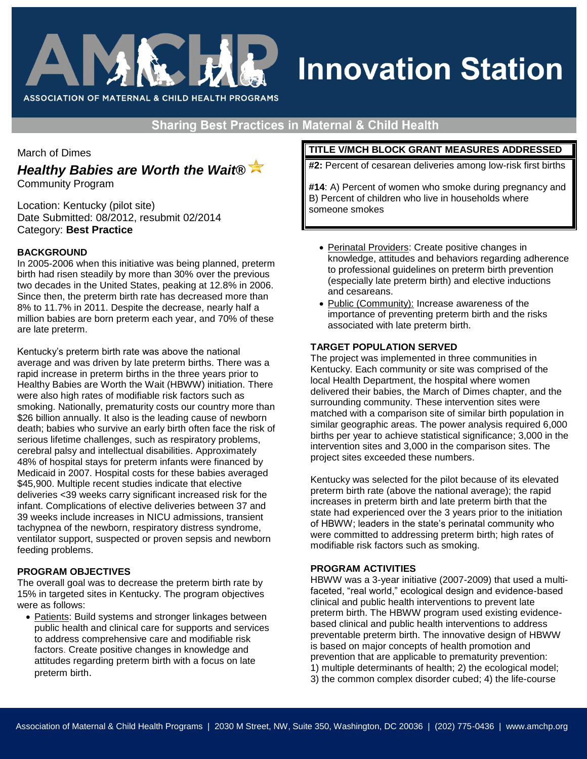March of Dimes

## *Healthy Babies are Worth the Wait®*

Community Program

Location: Kentucky (pilot site)
Date Submitted: 08/2012, resubmit 02/2014
Category: **Best Practice**

### BACKGROUND

In 2005-2006 when this initiative was being planned, preterm birth had risen steadily by more than 30% over the previous two decades in the United States, peaking at 12.8% in 2006. Since then, the preterm birth rate has decreased more than 8% to 11.7% in 2011. Despite the decrease, nearly half a million babies are born preterm each year, and 70% of these are late preterm.

Kentucky's preterm birth rate was above the national average and was driven by late preterm births. There was a rapid increase in preterm births in the three years prior to Healthy Babies are Worth the Wait (HBWW) initiation. There were also high rates of modifiable risk factors such as smoking. Nationally, prematurity costs our country more than $26 billion annually. It also is the leading cause of newborn death; babies who survive an early birth often face the risk of serious lifetime challenges, such as respiratory problems, cerebral palsy and intellectual disabilities. Approximately 48% of hospital stays for preterm infants were financed by Medicaid in 2007. Hospital costs for these babies averaged $45,900. Multiple recent studies indicate that elective deliveries <39 weeks carry significant increased risk for the infant. Complications of elective deliveries between 37 and 39 weeks include increases in NICU admissions, transient tachypnea of the newborn, respiratory distress syndrome, ventilator support, suspected or proven sepsis and newborn feeding problems.

### PROGRAM OBJECTIVES

The overall goal was to decrease the preterm birth rate by 15% in targeted sites in Kentucky. The program objectives were as follows:

- Patients: Build systems and stronger linkages between public health and clinical care for supports and services to address comprehensive care and modifiable risk factors. Create positive changes in knowledge and attitudes regarding preterm birth with a focus on late preterm birth.
- Perinatal Providers: Create positive changes in knowledge, attitudes and behaviors regarding adherence to professional guidelines on preterm birth prevention (especially late preterm birth) and elective inductions and cesareans.
- Public (Community): Increase awareness of the importance of preventing preterm birth and the risks associated with late preterm birth.

### TITLE V/MCH BLOCK GRANT MEASURES ADDRESSED

**#2:** Percent of cesarean deliveries among low-risk first births

**#14**: A) Percent of women who smoke during pregnancy and B) Percent of children who live in households where someone smokes

### TARGET POPULATION SERVED

The project was implemented in three communities in Kentucky. Each community or site was comprised of the local Health Department, the hospital where women delivered their babies, the March of Dimes chapter, and the surrounding community. These intervention sites were matched with a comparison site of similar birth population in similar geographic areas. The power analysis required 6,000 births per year to achieve statistical significance; 3,000 in the intervention sites and 3,000 in the comparison sites. The project sites exceeded these numbers.

Kentucky was selected for the pilot because of its elevated preterm birth rate (above the national average); the rapid increases in preterm birth and late preterm birth that the state had experienced over the 3 years prior to the initiation of HBWW; leaders in the state's perinatal community who were committed to addressing preterm birth; high rates of modifiable risk factors such as smoking.

### PROGRAM ACTIVITIES

HBWW was a 3-year initiative (2007-2009) that used a multi-faceted, "real world," ecological design and evidence-based clinical and public health interventions to prevent late preterm birth. The HBWW program used existing evidence-based clinical and public health interventions to address preventable preterm birth. The innovative design of HBWW is based on major concepts of health promotion and prevention that are applicable to prematurity prevention: 1) multiple determinants of health; 2) the ecological model; 3) the common complex disorder cubed; 4) the life-course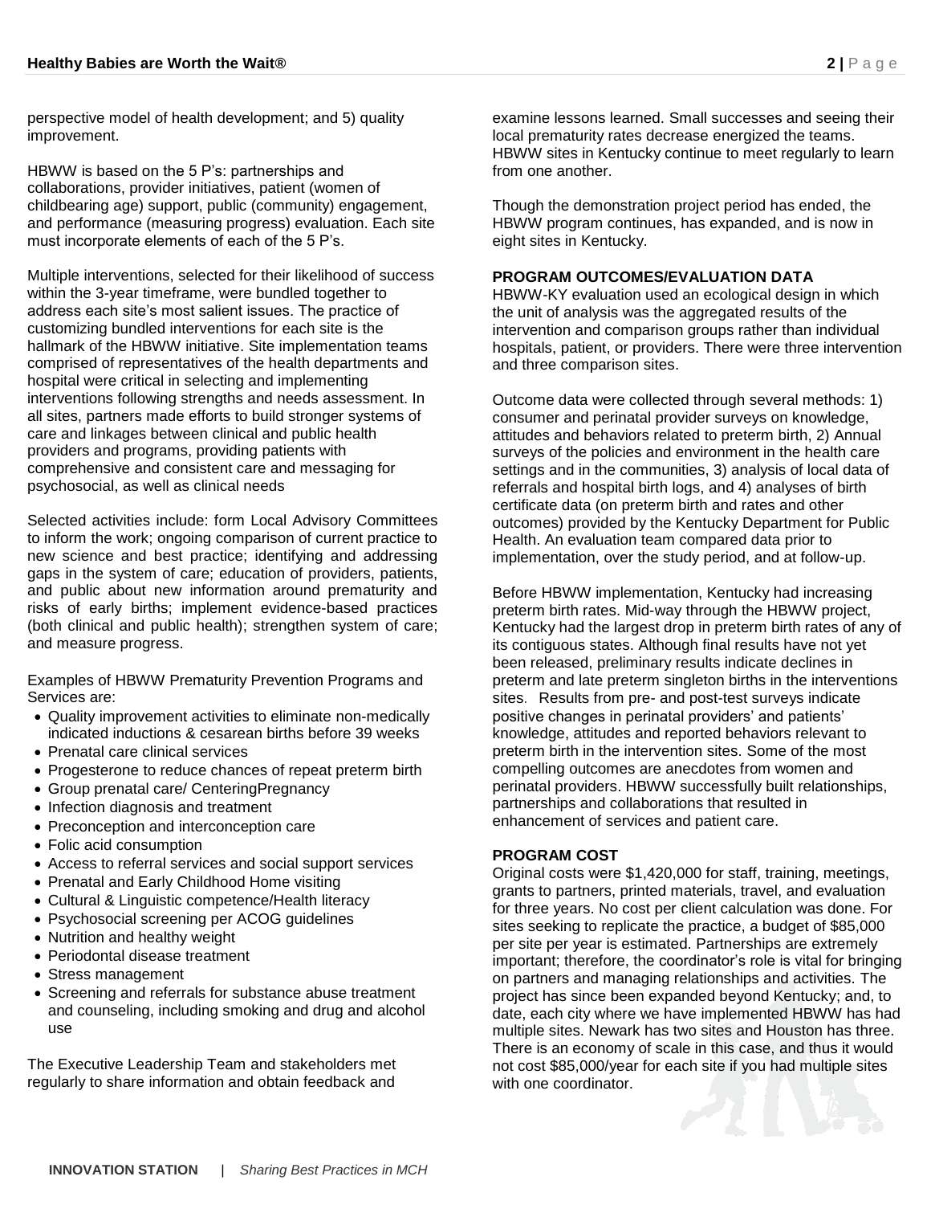perspective model of health development; and 5) quality improvement.

HBWW is based on the 5 P's: partnerships and collaborations, provider initiatives, patient (women of childbearing age) support, public (community) engagement, and performance (measuring progress) evaluation. Each site must incorporate elements of each of the 5 P's.

Multiple interventions, selected for their likelihood of success within the 3-year timeframe, were bundled together to address each site's most salient issues. The practice of customizing bundled interventions for each site is the hallmark of the HBWW initiative. Site implementation teams comprised of representatives of the health departments and hospital were critical in selecting and implementing interventions following strengths and needs assessment. In all sites, partners made efforts to build stronger systems of care and linkages between clinical and public health providers and programs, providing patients with comprehensive and consistent care and messaging for psychosocial, as well as clinical needs

Selected activities include: form Local Advisory Committees to inform the work; ongoing comparison of current practice to new science and best practice; identifying and addressing gaps in the system of care; education of providers, patients, and public about new information around prematurity and risks of early births; implement evidence-based practices (both clinical and public health); strengthen system of care; and measure progress.

Examples of HBWW Prematurity Prevention Programs and Services are:

- Quality improvement activities to eliminate non-medically indicated inductions & cesarean births before 39 weeks
- Prenatal care clinical services
- Progesterone to reduce chances of repeat preterm birth
- Group prenatal care/ CenteringPregnancy
- Infection diagnosis and treatment
- Preconception and interconception care
- Folic acid consumption
- Access to referral services and social support services
- Prenatal and Early Childhood Home visiting
- Cultural & Linguistic competence/Health literacy
- Psychosocial screening per ACOG guidelines
- Nutrition and healthy weight
- Periodontal disease treatment
- Stress management
- Screening and referrals for substance abuse treatment and counseling, including smoking and drug and alcohol use

The Executive Leadership Team and stakeholders met regularly to share information and obtain feedback and examine lessons learned. Small successes and seeing their local prematurity rates decrease energized the teams. HBWW sites in Kentucky continue to meet regularly to learn from one another.

Though the demonstration project period has ended, the HBWW program continues, has expanded, and is now in eight sites in Kentucky.

## PROGRAM OUTCOMES/EVALUATION DATA

HBWW-KY evaluation used an ecological design in which the unit of analysis was the aggregated results of the intervention and comparison groups rather than individual hospitals, patient, or providers. There were three intervention and three comparison sites.

Outcome data were collected through several methods: 1) consumer and perinatal provider surveys on knowledge, attitudes and behaviors related to preterm birth, 2) Annual surveys of the policies and environment in the health care settings and in the communities, 3) analysis of local data of referrals and hospital birth logs, and 4) analyses of birth certificate data (on preterm birth and rates and other outcomes) provided by the Kentucky Department for Public Health. An evaluation team compared data prior to implementation, over the study period, and at follow-up.

Before HBWW implementation, Kentucky had increasing preterm birth rates. Mid-way through the HBWW project, Kentucky had the largest drop in preterm birth rates of any of its contiguous states. Although final results have not yet been released, preliminary results indicate declines in preterm and late preterm singleton births in the interventions sites. Results from pre- and post-test surveys indicate positive changes in perinatal providers' and patients' knowledge, attitudes and reported behaviors relevant to preterm birth in the intervention sites. Some of the most compelling outcomes are anecdotes from women and perinatal providers. HBWW successfully built relationships, partnerships and collaborations that resulted in enhancement of services and patient care.

## PROGRAM COST

Original costs were $1,420,000 for staff, training, meetings, grants to partners, printed materials, travel, and evaluation for three years. No cost per client calculation was done. For sites seeking to replicate the practice, a budget of $85,000 per site per year is estimated. Partnerships are extremely important; therefore, the coordinator's role is vital for bringing on partners and managing relationships and activities. The project has since been expanded beyond Kentucky; and, to date, each city where we have implemented HBWW has had multiple sites. Newark has two sites and Houston has three. There is an economy of scale in this case, and thus it would not cost $85,000/year for each site if you had multiple sites with one coordinator.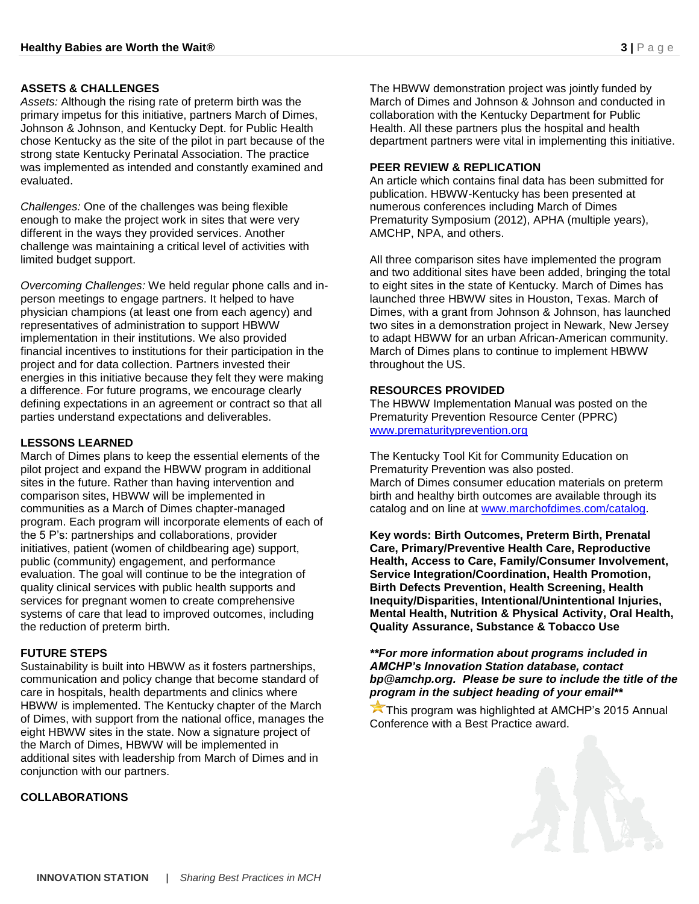## ASSETS & CHALLENGES

*Assets:* Although the rising rate of preterm birth was the primary impetus for this initiative, partners March of Dimes, Johnson & Johnson, and Kentucky Dept. for Public Health chose Kentucky as the site of the pilot in part because of the strong state Kentucky Perinatal Association. The practice was implemented as intended and constantly examined and evaluated.

*Challenges:* One of the challenges was being flexible enough to make the project work in sites that were very different in the ways they provided services. Another challenge was maintaining a critical level of activities with limited budget support.

*Overcoming Challenges:* We held regular phone calls and in-person meetings to engage partners. It helped to have physician champions (at least one from each agency) and representatives of administration to support HBWW implementation in their institutions. We also provided financial incentives to institutions for their participation in the project and for data collection. Partners invested their energies in this initiative because they felt they were making a difference. For future programs, we encourage clearly defining expectations in an agreement or contract so that all parties understand expectations and deliverables.

## LESSONS LEARNED

March of Dimes plans to keep the essential elements of the pilot project and expand the HBWW program in additional sites in the future. Rather than having intervention and comparison sites, HBWW will be implemented in communities as a March of Dimes chapter-managed program. Each program will incorporate elements of each of the 5 P's: partnerships and collaborations, provider initiatives, patient (women of childbearing age) support, public (community) engagement, and performance evaluation. The goal will continue to be the integration of quality clinical services with public health supports and services for pregnant women to create comprehensive systems of care that lead to improved outcomes, including the reduction of preterm birth.

## FUTURE STEPS

Sustainability is built into HBWW as it fosters partnerships, communication and policy change that become standard of care in hospitals, health departments and clinics where HBWW is implemented. The Kentucky chapter of the March of Dimes, with support from the national office, manages the eight HBWW sites in the state. Now a signature project of the March of Dimes, HBWW will be implemented in additional sites with leadership from March of Dimes and in conjunction with our partners.

## COLLABORATIONS

The HBWW demonstration project was jointly funded by March of Dimes and Johnson & Johnson and conducted in collaboration with the Kentucky Department for Public Health. All these partners plus the hospital and health department partners were vital in implementing this initiative.

## PEER REVIEW & REPLICATION

An article which contains final data has been submitted for publication. HBWW-Kentucky has been presented at numerous conferences including March of Dimes Prematurity Symposium (2012), APHA (multiple years), AMCHP, NPA, and others.

All three comparison sites have implemented the program and two additional sites have been added, bringing the total to eight sites in the state of Kentucky. March of Dimes has launched three HBWW sites in Houston, Texas. March of Dimes, with a grant from Johnson & Johnson, has launched two sites in a demonstration project in Newark, New Jersey to adapt HBWW for an urban African-American community. March of Dimes plans to continue to implement HBWW throughout the US.

## RESOURCES PROVIDED

The HBWW Implementation Manual was posted on the Prematurity Prevention Resource Center (PPRC) [www.prematurityprevention.org](www.prematurityprevention.org)

The Kentucky Tool Kit for Community Education on Prematurity Prevention was also posted.
March of Dimes consumer education materials on preterm birth and healthy birth outcomes are available through its catalog and on line at [www.marchofdimes.com/catalog](www.marchofdimes.com/catalog).

**Key words: Birth Outcomes, Preterm Birth, Prenatal Care, Primary/Preventive Health Care, Reproductive Health, Access to Care, Family/Consumer Involvement, Service Integration/Coordination, Health Promotion, Birth Defects Prevention, Health Screening, Health Inequity/Disparities, Intentional/Unintentional Injuries, Mental Health, Nutrition & Physical Activity, Oral Health, Quality Assurance, Substance & Tobacco Use**

***\*\*For more information about programs included in AMCHP's Innovation Station database, contact bp@amchp.org. Please be sure to include the title of the program in the subject heading of your email\*\****

This program was highlighted at AMCHP's 2015 Annual Conference with a Best Practice award.